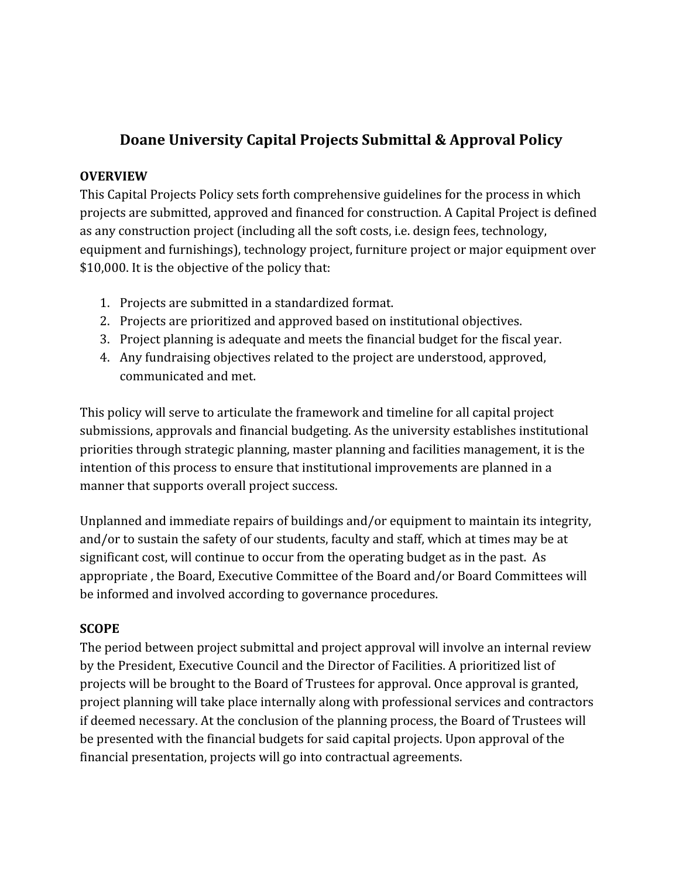# Doane University Capital Projects Submittal & Approval Policy

**OVERVIEW**

This Capital Projects Policy sets forth comprehensive guidelines for the process in which projects are submitted, approved and financed for construction. A Capital Project is defined as any construction project (including all the soft costs, i.e. design fees, technology, equipment and furnishings), technology project, furniture project or major equipment over $10,000. It is the objective of the policy that:

1. Projects are submitted in a standardized format.
2. Projects are prioritized and approved based on institutional objectives.
3. Project planning is adequate and meets the financial budget for the fiscal year.
4. Any fundraising objectives related to the project are understood, approved, communicated and met.

This policy will serve to articulate the framework and timeline for all capital project submissions, approvals and financial budgeting. As the university establishes institutional priorities through strategic planning, master planning and facilities management, it is the intention of this process to ensure that institutional improvements are planned in a manner that supports overall project success.

Unplanned and immediate repairs of buildings and/or equipment to maintain its integrity, and/or to sustain the safety of our students, faculty and staff, which at times may be at significant cost, will continue to occur from the operating budget as in the past. As appropriate , the Board, Executive Committee of the Board and/or Board Committees will be informed and involved according to governance procedures.

**SCOPE**

The period between project submittal and project approval will involve an internal review by the President, Executive Council and the Director of Facilities. A prioritized list of projects will be brought to the Board of Trustees for approval. Once approval is granted, project planning will take place internally along with professional services and contractors if deemed necessary. At the conclusion of the planning process, the Board of Trustees will be presented with the financial budgets for said capital projects. Upon approval of the financial presentation, projects will go into contractual agreements.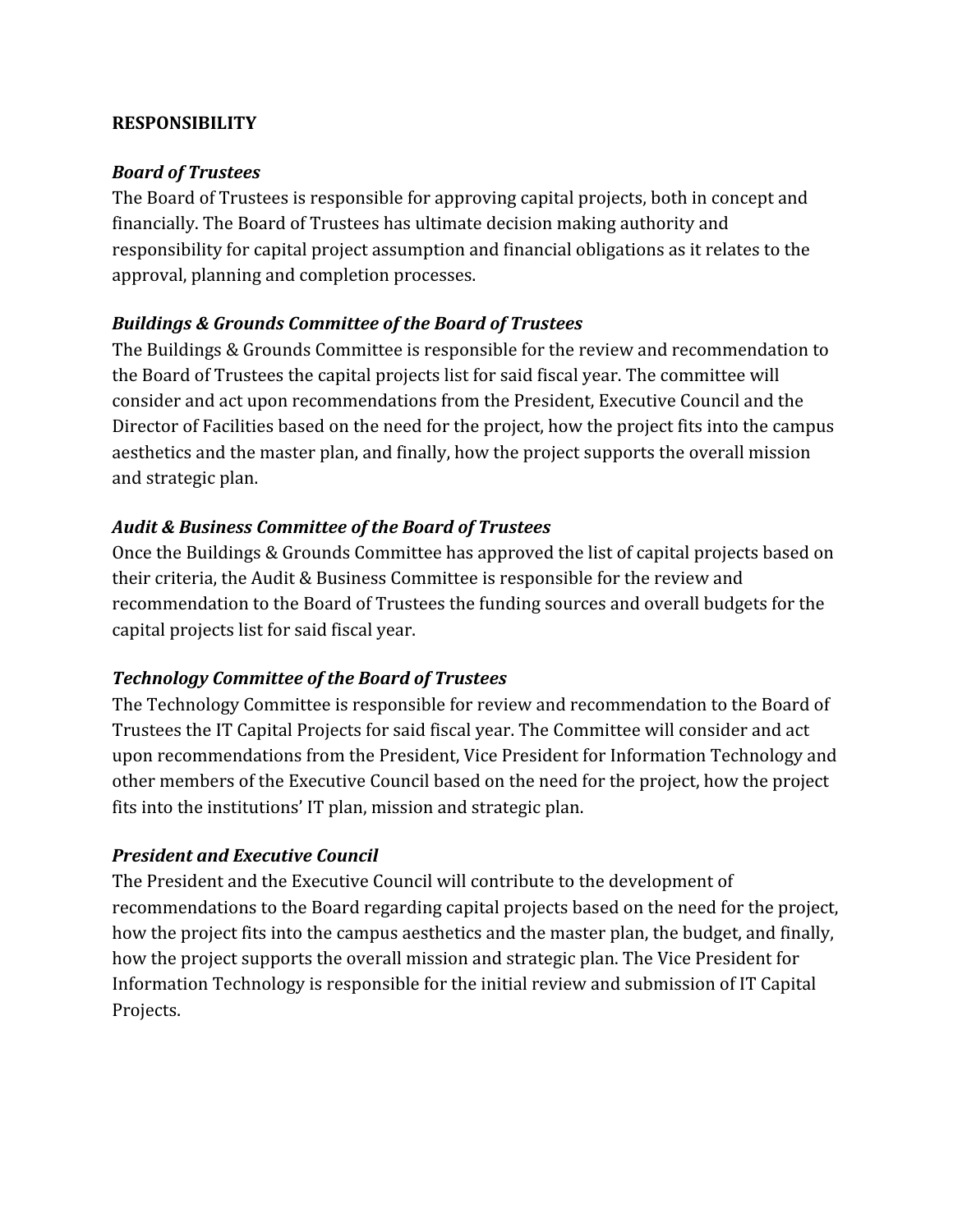## RESPONSIBILITY

***Board of Trustees***

The Board of Trustees is responsible for approving capital projects, both in concept and financially. The Board of Trustees has ultimate decision making authority and responsibility for capital project assumption and financial obligations as it relates to the approval, planning and completion processes.

***Buildings & Grounds Committee of the Board of Trustees***

The Buildings & Grounds Committee is responsible for the review and recommendation to the Board of Trustees the capital projects list for said fiscal year. The committee will consider and act upon recommendations from the President, Executive Council and the Director of Facilities based on the need for the project, how the project fits into the campus aesthetics and the master plan, and finally, how the project supports the overall mission and strategic plan.

***Audit & Business Committee of the Board of Trustees***

Once the Buildings & Grounds Committee has approved the list of capital projects based on their criteria, the Audit & Business Committee is responsible for the review and recommendation to the Board of Trustees the funding sources and overall budgets for the capital projects list for said fiscal year.

***Technology Committee of the Board of Trustees***

The Technology Committee is responsible for review and recommendation to the Board of Trustees the IT Capital Projects for said fiscal year. The Committee will consider and act upon recommendations from the President, Vice President for Information Technology and other members of the Executive Council based on the need for the project, how the project fits into the institutions' IT plan, mission and strategic plan.

***President and Executive Council***

The President and the Executive Council will contribute to the development of recommendations to the Board regarding capital projects based on the need for the project, how the project fits into the campus aesthetics and the master plan, the budget, and finally, how the project supports the overall mission and strategic plan. The Vice President for Information Technology is responsible for the initial review and submission of IT Capital Projects.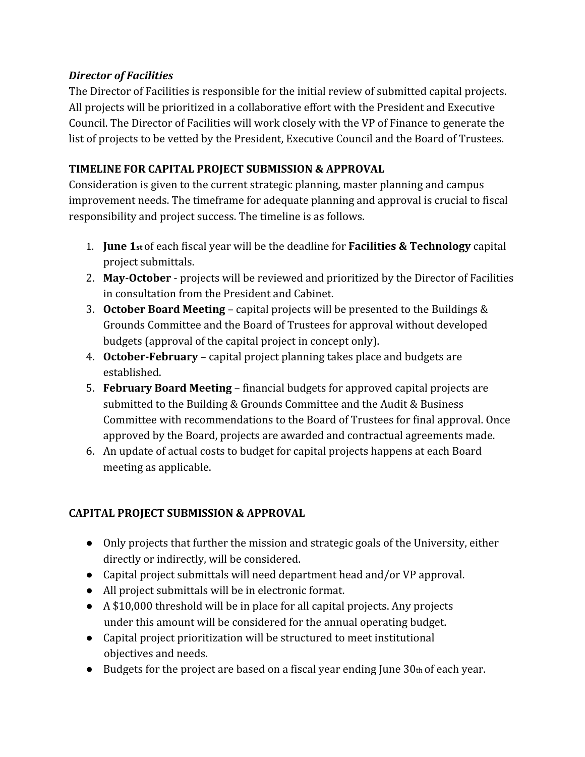***Director of Facilities***

The Director of Facilities is responsible for the initial review of submitted capital projects. All projects will be prioritized in a collaborative effort with the President and Executive Council. The Director of Facilities will work closely with the VP of Finance to generate the list of projects to be vetted by the President, Executive Council and the Board of Trustees.

**TIMELINE FOR CAPITAL PROJECT SUBMISSION & APPROVAL**

Consideration is given to the current strategic planning, master planning and campus improvement needs. The timeframe for adequate planning and approval is crucial to fiscal responsibility and project success. The timeline is as follows.

1. **June 1st** of each fiscal year will be the deadline for **Facilities & Technology** capital project submittals.
2. **May-October** - projects will be reviewed and prioritized by the Director of Facilities in consultation from the President and Cabinet.
3. **October Board Meeting** – capital projects will be presented to the Buildings & Grounds Committee and the Board of Trustees for approval without developed budgets (approval of the capital project in concept only).
4. **October-February** – capital project planning takes place and budgets are established.
5. **February Board Meeting** – financial budgets for approved capital projects are submitted to the Building & Grounds Committee and the Audit & Business Committee with recommendations to the Board of Trustees for final approval. Once approved by the Board, projects are awarded and contractual agreements made.
6. An update of actual costs to budget for capital projects happens at each Board meeting as applicable.

**CAPITAL PROJECT SUBMISSION & APPROVAL**

- Only projects that further the mission and strategic goals of the University, either directly or indirectly, will be considered.
- Capital project submittals will need department head and/or VP approval.
- All project submittals will be in electronic format.
- A $10,000 threshold will be in place for all capital projects. Any projects under this amount will be considered for the annual operating budget.
- Capital project prioritization will be structured to meet institutional objectives and needs.
- Budgets for the project are based on a fiscal year ending June 30th of each year.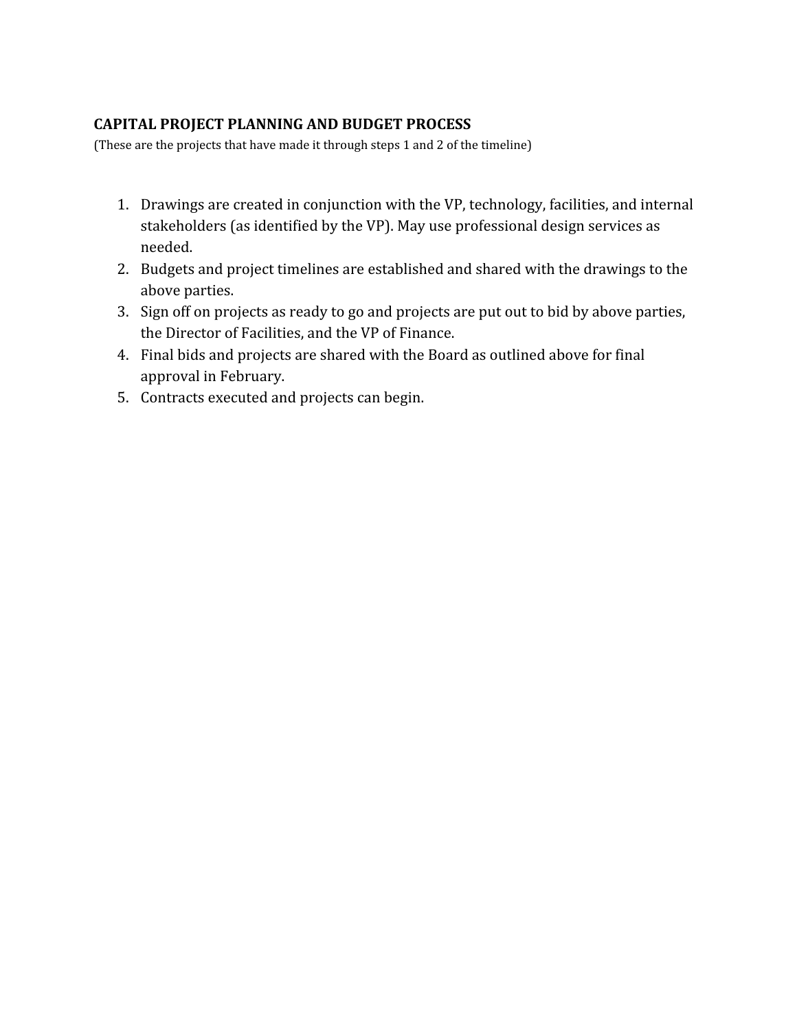## CAPITAL PROJECT PLANNING AND BUDGET PROCESS

(These are the projects that have made it through steps 1 and 2 of the timeline)

1. Drawings are created in conjunction with the VP, technology, facilities, and internal stakeholders (as identified by the VP). May use professional design services as needed.
2. Budgets and project timelines are established and shared with the drawings to the above parties.
3. Sign off on projects as ready to go and projects are put out to bid by above parties, the Director of Facilities, and the VP of Finance.
4. Final bids and projects are shared with the Board as outlined above for final approval in February.
5. Contracts executed and projects can begin.